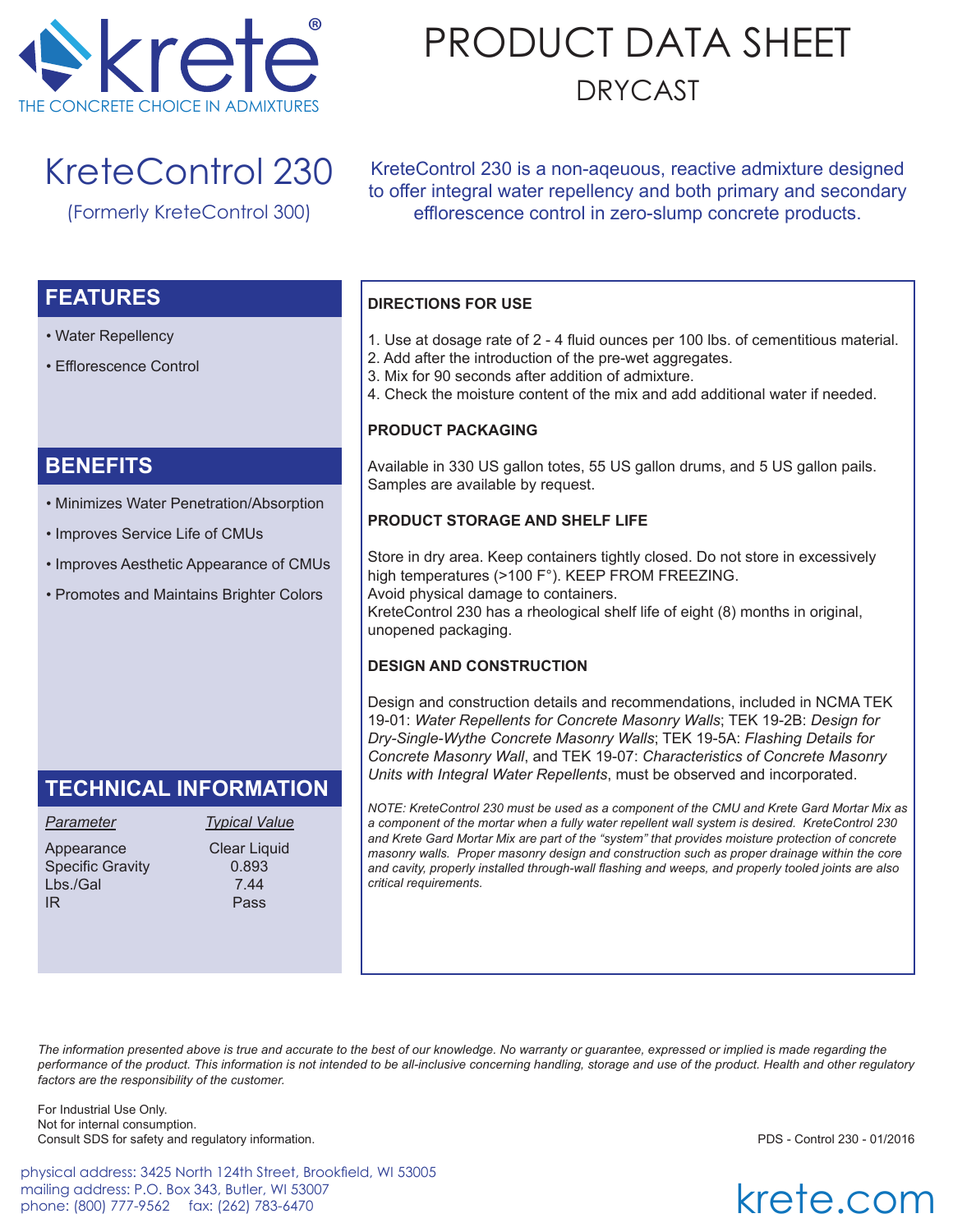krete®

THE CONCRETE CHOICE IN ADMIXTURES

# PRODUCT DATA SHEET

## DRYCAST

# KreteControl 230

(Formerly KreteControl 300)

KreteControl 230 is a non-aqeuous, reactive admixture designed to offer integral water repellency and both primary and secondary efflorescence control in zero-slump concrete products.

## FEATURES

- Water Repellency
- Efflorescence Control

## BENEFITS

- Minimizes Water Penetration/Absorption
- Improves Service Life of CMUs
- Improves Aesthetic Appearance of CMUs
- Promotes and Maintains Brighter Colors

## TECHNICAL INFORMATION

| *Parameter* | *Typical Value* |
|---|---|
| Appearance | Clear Liquid |
| Specific Gravity | 0.893 |
| Lbs./Gal | 7.44 |
| IR | Pass |

### DIRECTIONS FOR USE

1. Use at dosage rate of 2 - 4 fluid ounces per 100 lbs. of cementitious material.
2. Add after the introduction of the pre-wet aggregates.
3. Mix for 90 seconds after addition of admixture.
4. Check the moisture content of the mix and add additional water if needed.

### PRODUCT PACKAGING

Available in 330 US gallon totes, 55 US gallon drums, and 5 US gallon pails. Samples are available by request.

### PRODUCT STORAGE AND SHELF LIFE

Store in dry area. Keep containers tightly closed. Do not store in excessively high temperatures (>100 F°). KEEP FROM FREEZING.
Avoid physical damage to containers.
KreteControl 230 has a rheological shelf life of eight (8) months in original, unopened packaging.

### DESIGN AND CONSTRUCTION

Design and construction details and recommendations, included in NCMA TEK 19-01: *Water Repellents for Concrete Masonry Walls*; TEK 19-2B: *Design for Dry-Single-Wythe Concrete Masonry Walls*; TEK 19-5A: *Flashing Details for Concrete Masonry Wall*, and TEK 19-07: *Characteristics of Concrete Masonry Units with Integral Water Repellents*, must be observed and incorporated.

*NOTE: KreteControl 230 must be used as a component of the CMU and Krete Gard Mortar Mix as a component of the mortar when a fully water repellent wall system is desired. KreteControl 230 and Krete Gard Mortar Mix are part of the "system" that provides moisture protection of concrete masonry walls. Proper masonry design and construction such as proper drainage within the core and cavity, properly installed through-wall flashing and weeps, and properly tooled joints are also critical requirements.*

*The information presented above is true and accurate to the best of our knowledge. No warranty or guarantee, expressed or implied is made regarding the performance of the product. This information is not intended to be all-inclusive concerning handling, storage and use of the product. Health and other regulatory factors are the responsibility of the customer.*

For Industrial Use Only.
Not for internal consumption.
Consult SDS for safety and regulatory information.

PDS - Control 230 - 01/2016

physical address: 3425 North 124th Street, Brookfield, WI 53005
mailing address: P.O. Box 343, Butler, WI 53007
phone: (800) 777-9562 fax: (262) 783-6470

krete.com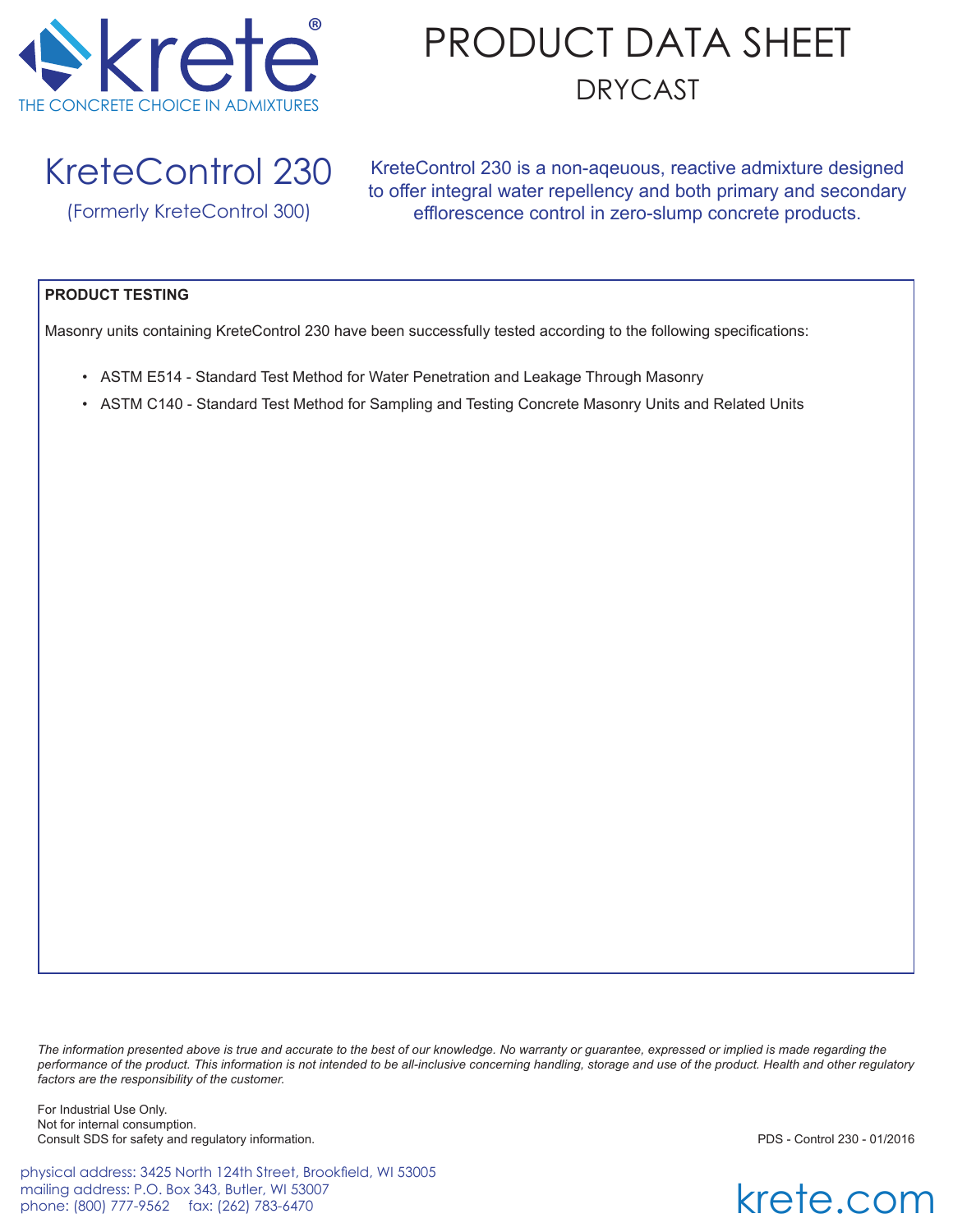# PRODUCT DATA SHEET

## DRYCAST

## KreteControl 230

(Formerly KreteControl 300)

KreteControl 230 is a non-aqeuous, reactive admixture designed to offer integral water repellency and both primary and secondary efflorescence control in zero-slump concrete products.

**PRODUCT TESTING**

Masonry units containing KreteControl 230 have been successfully tested according to the following specifications:

- ASTM E514 - Standard Test Method for Water Penetration and Leakage Through Masonry
- ASTM C140 - Standard Test Method for Sampling and Testing Concrete Masonry Units and Related Units

*The information presented above is true and accurate to the best of our knowledge. No warranty or guarantee, expressed or implied is made regarding the performance of the product. This information is not intended to be all-inclusive concerning handling, storage and use of the product. Health and other regulatory factors are the responsibility of the customer.*

For Industrial Use Only.
Not for internal consumption.
Consult SDS for safety and regulatory information.

PDS - Control 230 - 01/2016

physical address: 3425 North 124th Street, Brookfield, WI 53005
mailing address: P.O. Box 343, Butler, WI 53007
phone: (800) 777-9562 fax: (262) 783-6470

krete.com